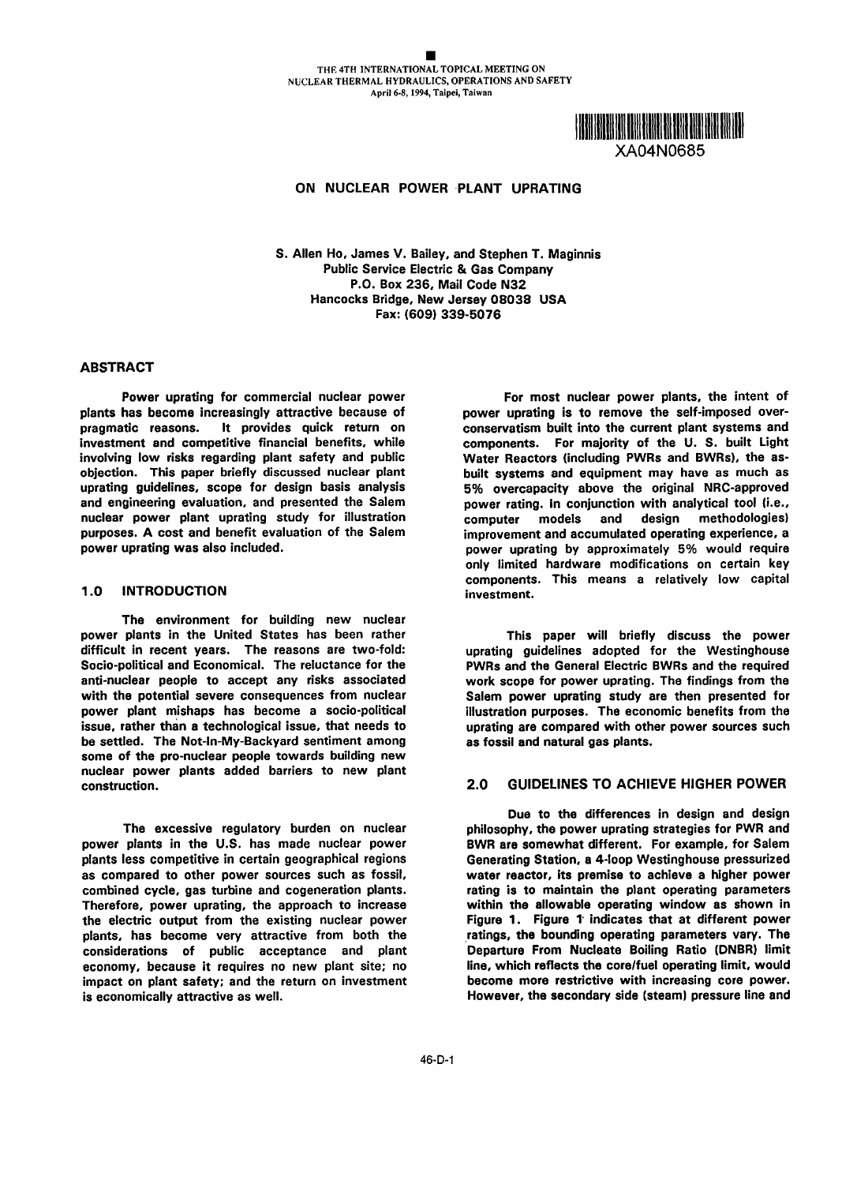THE 4TH INTERNATIONAL TOPICAL MEETING ON NUCLEAR THERMAL HYDRAULICS, OPERATIONS AND SAFETY
April 6-8, 1994, Taipei, Taiwan

XA04N0685

# ON NUCLEAR POWER PLANT UPRATING

S. Allen Ho, James V. Bailey, and Stephen T. Maginnis
Public Service Electric & Gas Company
P.O. Box 236, Mail Code N32
Hancocks Bridge, New Jersey 08038 USA
Fax: (609) 339-5076

## ABSTRACT

Power uprating for commercial nuclear power plants has become increasingly attractive because of pragmatic reasons. It provides quick return on investment and competitive financial benefits, while involving low risks regarding plant safety and public objection. This paper briefly discussed nuclear plant uprating guidelines, scope for design basis analysis and engineering evaluation, and presented the Salem nuclear power plant uprating study for illustration purposes. A cost and benefit evaluation of the Salem power uprating was also included.

## 1.0 INTRODUCTION

The environment for building new nuclear power plants in the United States has been rather difficult in recent years. The reasons are two-fold: Socio-political and Economical. The reluctance for the anti-nuclear people to accept any risks associated with the potential severe consequences from nuclear power plant mishaps has become a socio-political issue, rather than a technological issue, that needs to be settled. The Not-In-My-Backyard sentiment among some of the pro-nuclear people towards building new nuclear power plants added barriers to new plant construction.

The excessive regulatory burden on nuclear power plants in the U.S. has made nuclear power plants less competitive in certain geographical regions as compared to other power sources such as fossil, combined cycle, gas turbine and cogeneration plants. Therefore, power uprating, the approach to increase the electric output from the existing nuclear power plants, has become very attractive from both the considerations of public acceptance and plant economy, because it requires no new plant site; no impact on plant safety; and the return on investment is economically attractive as well.

For most nuclear power plants, the intent of power uprating is to remove the self-imposed over-conservatism built into the current plant systems and components. For majority of the U. S. built Light Water Reactors (including PWRs and BWRs), the as-built systems and equipment may have as much as 5% overcapacity above the original NRC-approved power rating. In conjunction with analytical tool (i.e., computer models and design methodologies) improvement and accumulated operating experience, a power uprating by approximately 5% would require only limited hardware modifications on certain key components. This means a relatively low capital investment.

This paper will briefly discuss the power uprating guidelines adopted for the Westinghouse PWRs and the General Electric BWRs and the required work scope for power uprating. The findings from the Salem power uprating study are then presented for illustration purposes. The economic benefits from the uprating are compared with other power sources such as fossil and natural gas plants.

## 2.0 GUIDELINES TO ACHIEVE HIGHER POWER

Due to the differences in design and design philosophy, the power uprating strategies for PWR and BWR are somewhat different. For example, for Salem Generating Station, a 4-loop Westinghouse pressurized water reactor, its premise to achieve a higher power rating is to maintain the plant operating parameters within the allowable operating window as shown in Figure 1. Figure 1 indicates that at different power ratings, the bounding operating parameters vary. The Departure From Nucleate Boiling Ratio (DNBR) limit line, which reflects the core/fuel operating limit, would become more restrictive with increasing core power. However, the secondary side (steam) pressure line and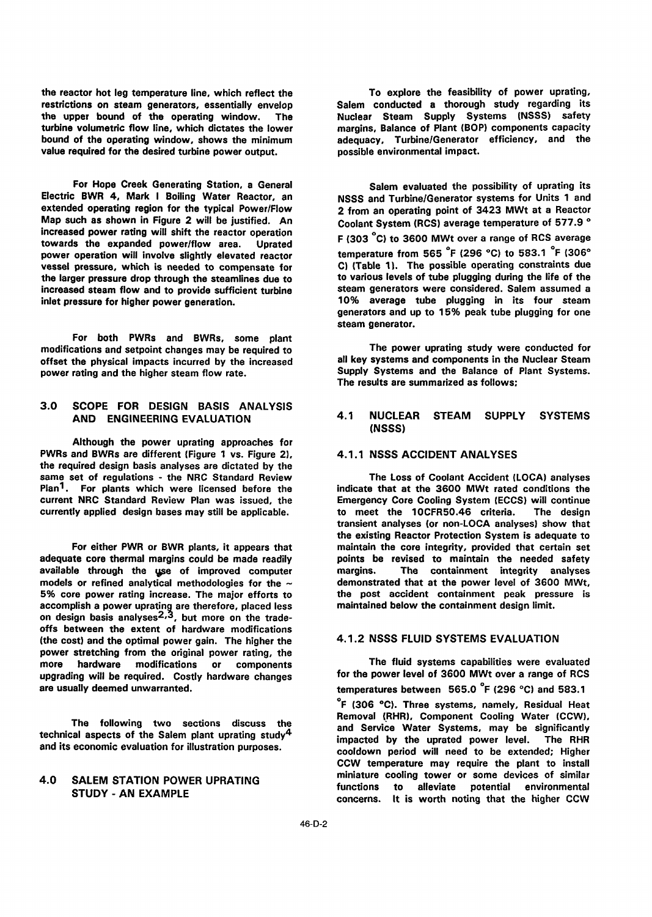the reactor hot leg temperature line, which reflect the restrictions on steam generators, essentially envelop the upper bound of the operating window. The turbine volumetric flow line, which dictates the lower bound of the operating window, shows the minimum value required for the desired turbine power output.

For Hope Creek Generating Station, a General Electric BWR 4, Mark I Boiling Water Reactor, an extended operating region for the typical Power/Flow Map such as shown in Figure 2 will be justified. An increased power rating will shift the reactor operation towards the expanded power/flow area. Uprated power operation will involve slightly elevated reactor vessel pressure, which is needed to compensate for the larger pressure drop through the steamlines due to increased steam flow and to provide sufficient turbine inlet pressure for higher power generation.

For both PWRs and BWRs, some plant modifications and setpoint changes may be required to offset the physical impacts incurred by the increased power rating and the higher steam flow rate.

## 3.0 SCOPE FOR DESIGN BASIS ANALYSIS AND ENGINEERING EVALUATION

Although the power uprating approaches for PWRs and BWRs are different (Figure 1 vs. Figure 2), the required design basis analyses are dictated by the same set of regulations - the NRC Standard Review Plan[1]. For plants which were licensed before the current NRC Standard Review Plan was issued, the currently applied design bases may still be applicable.

For either PWR or BWR plants, it appears that adequate core thermal margins could be made readily available through the use of improved computer models or refined analytical methodologies for the ~ 5% core power rating increase. The major efforts to accomplish a power uprating are therefore, placed less on design basis analyses[2,3], but more on the trade-offs between the extent of hardware modifications (the cost) and the optimal power gain. The higher the power stretching from the original power rating, the more hardware modifications or components upgrading will be required. Costly hardware changes are usually deemed unwarranted.

The following two sections discuss the technical aspects of the Salem plant uprating study[4] and its economic evaluation for illustration purposes.

## 4.0 SALEM STATION POWER UPRATING STUDY - AN EXAMPLE

To explore the feasibility of power uprating, Salem conducted a thorough study regarding its Nuclear Steam Supply Systems (NSSS) safety margins, Balance of Plant (BOP) components capacity adequacy, Turbine/Generator efficiency, and the possible environmental impact.

Salem evaluated the possibility of uprating its NSSS and Turbine/Generator systems for Units 1 and 2 from an operating point of 3423 MWt at a Reactor Coolant System (RCS) average temperature of 577.9 °F (303 °C) to 3600 MWt over a range of RCS average temperature from 565 °F (296 °C) to 583.1 °F (306° C) (Table 1). The possible operating constraints due to various levels of tube plugging during the life of the steam generators were considered. Salem assumed a 10% average tube plugging in its four steam generators and up to 15% peak tube plugging for one steam generator.

The power uprating study were conducted for all key systems and components in the Nuclear Steam Supply Systems and the Balance of Plant Systems. The results are summarized as follows:

### 4.1 NUCLEAR STEAM SUPPLY SYSTEMS (NSSS)

#### 4.1.1 NSSS ACCIDENT ANALYSES

The Loss of Coolant Accident (LOCA) analyses indicate that at the 3600 MWt rated conditions the Emergency Core Cooling System (ECCS) will continue to meet the 10CFR50.46 criteria. The design transient analyses (or non-LOCA analyses) show that the existing Reactor Protection System is adequate to maintain the core integrity, provided that certain set points be revised to maintain the needed safety margins. The containment integrity analyses demonstrated that at the power level of 3600 MWt, the post accident containment peak pressure is maintained below the containment design limit.

#### 4.1.2 NSSS FLUID SYSTEMS EVALUATION

The fluid systems capabilities were evaluated for the power level of 3600 MWt over a range of RCS temperatures between 565.0 °F (296 °C) and 583.1 °F (306 °C). Three systems, namely, Residual Heat Removal (RHR), Component Cooling Water (CCW), and Service Water Systems, may be significantly impacted by the uprated power level. The RHR cooldown period will need to be extended; Higher CCW temperature may require the plant to install miniature cooling tower or some devices of similar functions to alleviate potential environmental concerns. It is worth noting that the higher CCW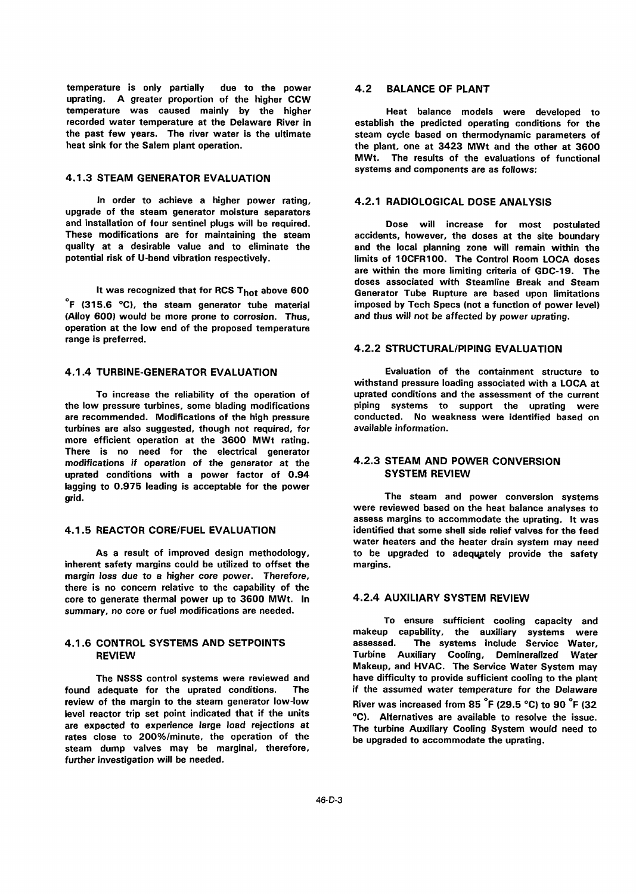temperature is only partially due to the power uprating. A greater proportion of the higher CCW temperature was caused mainly by the higher recorded water temperature at the Delaware River in the past few years. The river water is the ultimate heat sink for the Salem plant operation.

### 4.1.3 STEAM GENERATOR EVALUATION

In order to achieve a higher power rating, upgrade of the steam generator moisture separators and installation of four sentinel plugs will be required. These modifications are for maintaining the steam quality at a desirable value and to eliminate the potential risk of U-bend vibration respectively.

It was recognized that for RCS $T_{hot}$ above 600 °F (315.6 °C), the steam generator tube material (Alloy 600) would be more prone to corrosion. Thus, operation at the low end of the proposed temperature range is preferred.

### 4.1.4 TURBINE-GENERATOR EVALUATION

To increase the reliability of the operation of the low pressure turbines, some blading modifications are recommended. Modifications of the high pressure turbines are also suggested, though not required, for more efficient operation at the 3600 MWt rating. There is no need for the electrical generator modifications if operation of the generator at the uprated conditions with a power factor of 0.94 lagging to 0.975 leading is acceptable for the power grid.

### 4.1.5 REACTOR CORE/FUEL EVALUATION

As a result of improved design methodology, inherent safety margins could be utilized to offset the margin loss due to a higher core power. Therefore, there is no concern relative to the capability of the core to generate thermal power up to 3600 MWt. In summary, no core or fuel modifications are needed.

### 4.1.6 CONTROL SYSTEMS AND SETPOINTS REVIEW

The NSSS control systems were reviewed and found adequate for the uprated conditions. The review of the margin to the steam generator low-low level reactor trip set point indicated that if the units are expected to experience large load rejections at rates close to 200%/minute, the operation of the steam dump valves may be marginal, therefore, further investigation will be needed.

## 4.2 BALANCE OF PLANT

Heat balance models were developed to establish the predicted operating conditions for the steam cycle based on thermodynamic parameters of the plant, one at 3423 MWt and the other at 3600 MWt. The results of the evaluations of functional systems and components are as follows:

### 4.2.1 RADIOLOGICAL DOSE ANALYSIS

Dose will increase for most postulated accidents, however, the doses at the site boundary and the local planning zone will remain within the limits of 10CFR100. The Control Room LOCA doses are within the more limiting criteria of GDC-19. The doses associated with Steamline Break and Steam Generator Tube Rupture are based upon limitations imposed by Tech Specs (not a function of power level) and thus will not be affected by power uprating.

### 4.2.2 STRUCTURAL/PIPING EVALUATION

Evaluation of the containment structure to withstand pressure loading associated with a LOCA at uprated conditions and the assessment of the current piping systems to support the uprating were conducted. No weakness were identified based on available information.

### 4.2.3 STEAM AND POWER CONVERSION SYSTEM REVIEW

The steam and power conversion systems were reviewed based on the heat balance analyses to assess margins to accommodate the uprating. It was identified that some shell side relief valves for the feed water heaters and the heater drain system may need to be upgraded to adequately provide the safety margins.

### 4.2.4 AUXILIARY SYSTEM REVIEW

To ensure sufficient cooling capacity and makeup capability, the auxiliary systems were assessed. The systems include Service Water, Turbine Auxiliary Cooling, Demineralized Water Makeup, and HVAC. The Service Water System may have difficulty to provide sufficient cooling to the plant if the assumed water temperature for the Delaware River was increased from 85 °F (29.5 °C) to 90 °F (32 °C). Alternatives are available to resolve the issue. The turbine Auxiliary Cooling System would need to be upgraded to accommodate the uprating.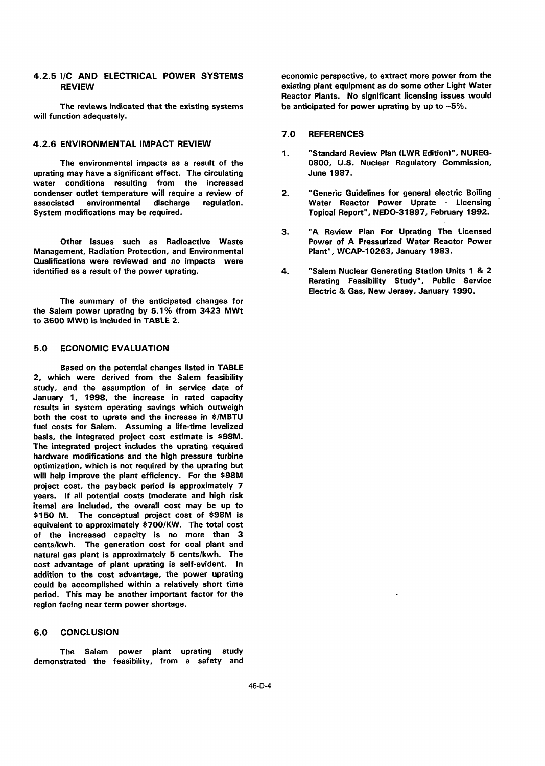### 4.2.5 I/C AND ELECTRICAL POWER SYSTEMS REVIEW

The reviews indicated that the existing systems will function adequately.

### 4.2.6 ENVIRONMENTAL IMPACT REVIEW

The environmental impacts as a result of the uprating may have a significant effect. The circulating water conditions resulting from the increased condenser outlet temperature will require a review of associated environmental discharge regulation. System modifications may be required.

Other issues such as Radioactive Waste Management, Radiation Protection, and Environmental Qualifications were reviewed and no impacts were identified as a result of the power uprating.

The summary of the anticipated changes for the Salem power uprating by 5.1% (from 3423 MWt to 3600 MWt) is included in TABLE 2.

## 5.0 ECONOMIC EVALUATION

Based on the potential changes listed in TABLE 2, which were derived from the Salem feasibility study, and the assumption of in service date of January 1, 1998, the increase in rated capacity results in system operating savings which outweigh both the cost to uprate and the increase in $/MBTU fuel costs for Salem. Assuming a life-time levelized basis, the integrated project cost estimate is $98M. The integrated project includes the uprating required hardware modifications and the high pressure turbine optimization, which is not required by the uprating but will help improve the plant efficiency. For the $98M project cost, the payback period is approximately 7 years. If all potential costs (moderate and high risk items) are included, the overall cost may be up to $150 M. The conceptual project cost of $98M is equivalent to approximately $700/KW. The total cost of the increased capacity is no more than 3 cents/kwh. The generation cost for coal plant and natural gas plant is approximately 5 cents/kwh. The cost advantage of plant uprating is self-evident. In addition to the cost advantage, the power uprating could be accomplished within a relatively short time period. This may be another important factor for the region facing near term power shortage.

## 6.0 CONCLUSION

The Salem power plant uprating study demonstrated the feasibility, from a safety and economic perspective, to extract more power from the existing plant equipment as do some other Light Water Reactor Plants. No significant licensing issues would be anticipated for power uprating by up to ~5%.

## 7.0 REFERENCES

1. "Standard Review Plan (LWR Edition)", NUREG-0800, U.S. Nuclear Regulatory Commission, June 1987.
2. "Generic Guidelines for general electric Boiling Water Reactor Power Uprate - Licensing Topical Report", NEDO-31897, February 1992.
3. "A Review Plan For Uprating The Licensed Power of A Pressurized Water Reactor Power Plant", WCAP-10263, January 1983.
4. "Salem Nuclear Generating Station Units 1 & 2 Rerating Feasibility Study", Public Service Electric & Gas, New Jersey, January 1990.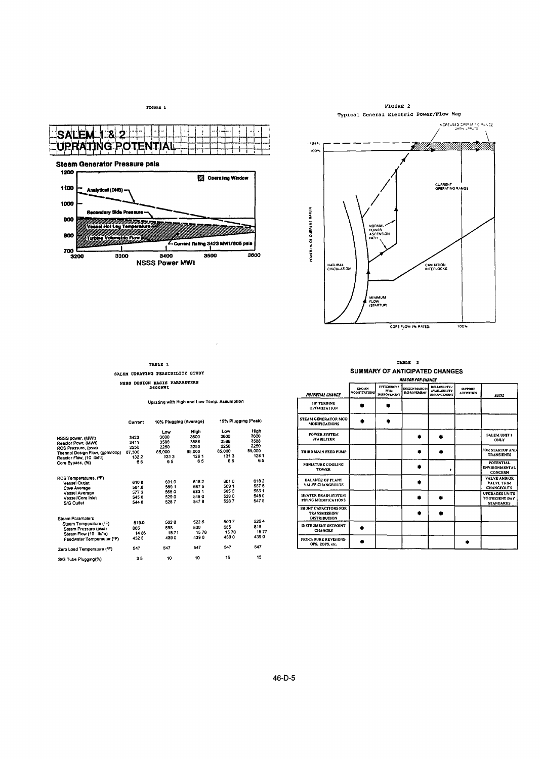FIGURE 1

SALEM 1 & 2
UPRATING POTENTIAL

Steam Generator Pressure psia

1200
1100
1000
900
800
700

Operating Window

Analytical (DNB)

Secondary Side Pressure

Vessel Hot Leg Temperature

Turbine Volumetric Flow

Current Rating 3423 MWt/805 psia

3200 3300 3400 3500 3600

NSSS Power MWt

FIGURE 2

Typical General Electric Power/Flow Map

INCREASED OPERATING RANGE WITH UPRATE

104%
100%

CURRENT OPERATING RANGE

POWER (% OF CURRENT RATED)

NORMAL POWER ASCENSION PATH

NATURAL CIRCULATION

CAVITATION INTERLOCKS

MINIMUM FLOW (STARTUP)

CORE FLOW (% RATED) 100%

TABLE 1

SALEM UPRATING FEASIBILITY STUDY

NSSS DESIGN BASIS PARAMETERS
3600MWt

Uprating with High and Low Temp. Assumption

| | Current | 10% Plugging (Average) | | 15% Plugging (Peak) | |
|---|---|---|---|---|---|
| | | Low | High | Low | High |
| NSSS power, (MWt) | 3423 | 3600 | 3600 | 3600 | 3600 |
| Reactor Powr, (MWt) | 3411 | 3588 | 3588 | 3588 | 3588 |
| RCS Pressure, (psia) | 2250 | 2250 | 2250 | 2250 | 2250 |
| Thermal Design Flow, (gpm/loop) | 87,300 | 85,000 | 85,000 | 85,000 | 85,000 |
| Reactor Flow, (10 lb/hr) | 132.2 | 131.3 | 128.1 | 131.3 | 128.1 |
| Core Bypass, (%) | 6.5 | 6.5 | 6.5 | 6.5 | 6.5 |
| RCS Temperatures, (°F) | | | | | |
| Vessel Outlet | 610.8 | 601.0 | 618.2 | 601.0 | 618.2 |
| Core Average | 581.8 | 569.1 | 587.5 | 569.1 | 587.5 |
| Vessel Average | 577.9 | 565.0 | 583.1 | 565.0 | 583.1 |
| Vessel/Core Inlet | 545.0 | 529.0 | 548.0 | 529.0 | 548.0 |
| S/G Outlet | 544.8 | 528.7 | 547.8 | 528.7 | 547.8 |
| Steam Parameters | | | | | |
| Steam Temperature (°F) | 519.0 | 502.8 | 522.5 | 500.7 | 520.4 |
| Steam Pressure (psia) | 805 | 698 | 830 | 685 | 816 |
| Steam Flow (10 lb/hr) | 14.86 | 15.71 | 15.78 | 15.70 | 15.77 |
| Feedwater Temperauter (°F) | 432.8 | 439.0 | 439.0 | 439.0 | 439.0 |
| Zero Load Temperature (°F) | 547 | 547 | 547 | 547 | 547 |
| S/G Tube Plugging(%) | 3.5 | 10 | 10 | 15 | 15 |

TABLE 2

SUMMARY OF ANTICIPATED CHANGES

| POTENTIAL CHANGE | REASON FOR CHANGE: KNOWN MODIFICATIONS | EFFICIENCY / MWe IMPROVEMENT | DESIGN MARGIN IMPROVEMENT | RELIABILITY / AVAILABILITY ENHANCEMENT | SUPPORT ACTIVITIES | NOTES |
|---|---|---|---|---|---|---|
| HP TURBINE OPTIMIZATION | • | • | | | | |
| STEAM GENERATOR MCO MODIFICATIONS | • | • | | | | |
| POWER SYSTEM STABILIZER | | | • | • | | SALEM UNIT 1 ONLY |
| THIRD MAIN FEED PUMP | | | • | • | | FOR STARTUP AND TRANSIENTS |
| MINIATURE COOLING TOWER | | | • | • | | POTENTIAL ENVIRONMENTAL CONCERN |
| BALANCE OF PLANT VALVE CHANGEOUTS | | | • | | | VALVE AND/OR VALVE TRIM CHANGEOUTS |
| HEATER DRAIN SYSTEM PIPING MODIFICATIONS | | | • | • | | UPGRADES UNITS TO PRESENT DAY STANDARDS |
| SHUNT CAPACITORS FOR TRANSMISSION/ DISTRIBUTION | | | • | • | | |
| INSTRUMENT SETPOINT CHANGES | • | | | | | |
| PROCEDURE REVISIONS-OPS, EOPS, etc. | • | | | | • | |